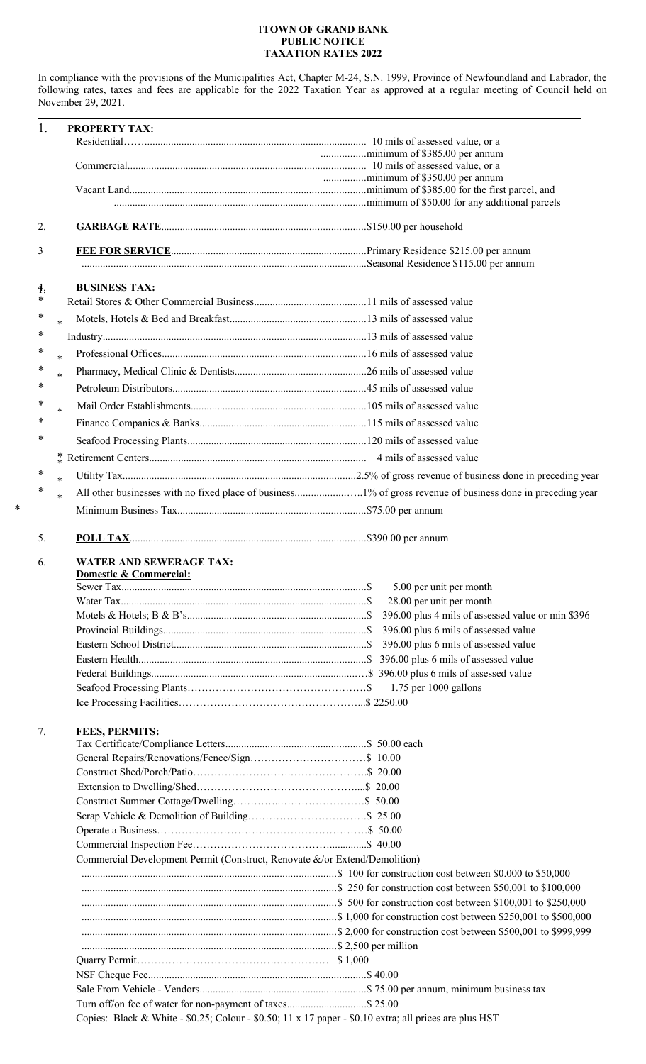**TOWN OF GRAND BANK**
**PUBLIC NOTICE**
**TAXATION RATES 2022**

In compliance with the provisions of the Municipalities Act, Chapter M-24, S.N. 1999, Province of Newfoundland and Labrador, the following rates, taxes and fees are applicable for the 2022 Taxation Year as approved at a regular meeting of Council held on November 29, 2021.

1. **PROPERTY TAX:**

| | |
|---|---|
| Residential | 10 mils of assessed value, or a minimum of $385.00 per annum |
| Commercial | 10 mils of assessed value, or a minimum of $350.00 per annum |
| Vacant Land | minimum of $385.00 for the first parcel, and minimum of $50.00 for any additional parcels |

2. **GARBAGE RATE** ........ $150.00 per household

3. **FEE FOR SERVICE** ........ Primary Residence $215.00 per annum; Seasonal Residence $115.00 per annum

4. **BUSINESS TAX:**

| | |
|---|---|
| Retail Stores & Other Commercial Business | 11 mils of assessed value |
| Motels, Hotels & Bed and Breakfast | 13 mils of assessed value |
| Industry | 13 mils of assessed value |
| Professional Offices | 16 mils of assessed value |
| Pharmacy, Medical Clinic & Dentists | 26 mils of assessed value |
| Petroleum Distributors | 45 mils of assessed value |
| Mail Order Establishments | 105 mils of assessed value |
| Finance Companies & Banks | 115 mils of assessed value |
| Seafood Processing Plants | 120 mils of assessed value |
| Retirement Centers | 4 mils of assessed value |
| Utility Tax | 2.5% of gross revenue of business done in preceding year |
| All other businesses with no fixed place of business | 1% of gross revenue of business done in preceding year |
| Minimum Business Tax | $75.00 per annum |

5. **POLL TAX** ........ $390.00 per annum

6. **WATER AND SEWERAGE TAX:**

**Domestic & Commercial:**

| | |
|---|---|
| Sewer Tax | $ 5.00 per unit per month |
| Water Tax | $ 28.00 per unit per month |
| Motels & Hotels; B & B's | $ 396.00 plus 4 mils of assessed value or min $396 |
| Provincial Buildings | $ 396.00 plus 6 mils of assessed value |
| Eastern School District | $ 396.00 plus 6 mils of assessed value |
| Eastern Health | $ 396.00 plus 6 mils of assessed value |
| Federal Buildings | $ 396.00 plus 6 mils of assessed value |
| Seafood Processing Plants | $ 1.75 per 1000 gallons |
| Ice Processing Facilities | $ 2250.00 |

7. **FEES, PERMITS:**

| | |
|---|---|
| Tax Certificate/Compliance Letters | $ 50.00 each |
| General Repairs/Renovations/Fence/Sign | $ 10.00 |
| Construct Shed/Porch/Patio | $ 20.00 |
| Extension to Dwelling/Shed | $ 20.00 |
| Construct Summer Cottage/Dwelling | $ 50.00 |
| Scrap Vehicle & Demolition of Building | $ 25.00 |
| Operate a Business | $ 50.00 |
| Commercial Inspection Fee | $ 40.00 |
| Commercial Development Permit (Construct, Renovate &/or Extend/Demolition) | |
| | $ 100 for construction cost between $0.000 to $50,000 |
| | $ 250 for construction cost between $50,001 to $100,000 |
| | $ 500 for construction cost between $100,001 to $250,000 |
| | $ 1,000 for construction cost between $250,001 to $500,000 |
| | $ 2,000 for construction cost between $500,001 to $999,999 |
| | $ 2,500 per million |
| Quarry Permit | $ 1,000 |
| NSF Cheque Fee | $ 40.00 |
| Sale From Vehicle - Vendors | $ 75.00 per annum, minimum business tax |
| Turn off/on fee of water for non-payment of taxes | $ 25.00 |

Copies: Black & White - $0.25; Colour - $0.50; 11 x 17 paper - $0.10 extra; all prices are plus HST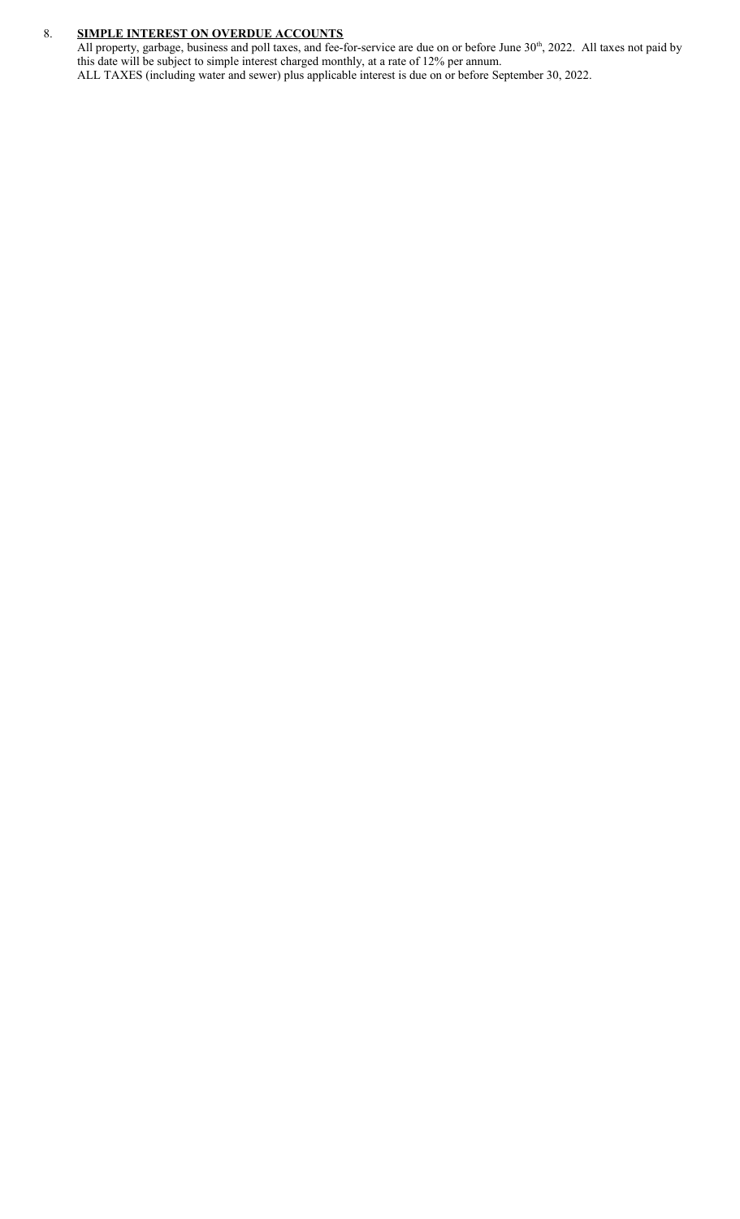8. **SIMPLE INTEREST ON OVERDUE ACCOUNTS**

All property, garbage, business and poll taxes, and fee-for-service are due on or before June 30th, 2022. All taxes not paid by this date will be subject to simple interest charged monthly, at a rate of 12% per annum.

ALL TAXES (including water and sewer) plus applicable interest is due on or before September 30, 2022.